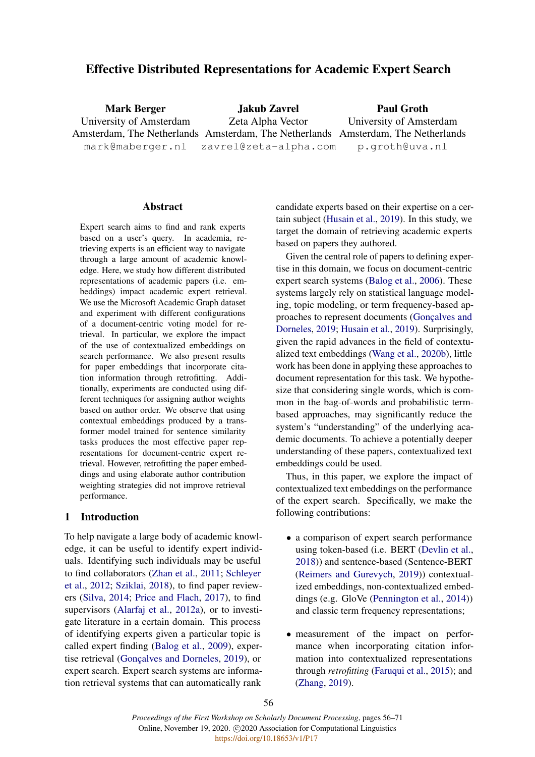# Effective Distributed Representations for Academic Expert Search

**Mark Berger**
University of Amsterdam
Amsterdam, The Netherlands
mark@maberger.nl

**Jakub Zavrel**
Zeta Alpha Vector
Amsterdam, The Netherlands
zavrel@zeta-alpha.com

**Paul Groth**
University of Amsterdam
Amsterdam, The Netherlands
p.groth@uva.nl

## Abstract

Expert search aims to find and rank experts based on a user's query. In academia, retrieving experts is an efficient way to navigate through a large amount of academic knowledge. Here, we study how different distributed representations of academic papers (i.e. embeddings) impact academic expert retrieval. We use the Microsoft Academic Graph dataset and experiment with different configurations of a document-centric voting model for retrieval. In particular, we explore the impact of the use of contextualized embeddings on search performance. We also present results for paper embeddings that incorporate citation information through retrofitting. Additionally, experiments are conducted using different techniques for assigning author weights based on author order. We observe that using contextual embeddings produced by a transformer model trained for sentence similarity tasks produces the most effective paper representations for document-centric expert retrieval. However, retrofitting the paper embeddings and using elaborate author contribution weighting strategies did not improve retrieval performance.

## 1 Introduction

To help navigate a large body of academic knowledge, it can be useful to identify expert individuals. Identifying such individuals may be useful to find collaborators (Zhan et al., 2011; Schleyer et al., 2012; Sziklai, 2018), to find paper reviewers (Silva, 2014; Price and Flach, 2017), to find supervisors (Alarfaj et al., 2012a), or to investigate literature in a certain domain. This process of identifying experts given a particular topic is called expert finding (Balog et al., 2009), expertise retrieval (Gonçalves and Dorneles, 2019), or expert search. Expert search systems are information retrieval systems that can automatically rank candidate experts based on their expertise on a certain subject (Husain et al., 2019). In this study, we target the domain of retrieving academic experts based on papers they authored.

Given the central role of papers to defining expertise in this domain, we focus on document-centric expert search systems (Balog et al., 2006). These systems largely rely on statistical language modeling, topic modeling, or term frequency-based approaches to represent documents (Gonçalves and Dorneles, 2019; Husain et al., 2019). Surprisingly, given the rapid advances in the field of contextualized text embeddings (Wang et al., 2020b), little work has been done in applying these approaches to document representation for this task. We hypothesize that considering single words, which is common in the bag-of-words and probabilistic term-based approaches, may significantly reduce the system's "understanding" of the underlying academic documents. To achieve a potentially deeper understanding of these papers, contextualized text embeddings could be used.

Thus, in this paper, we explore the impact of contextualized text embeddings on the performance of the expert search. Specifically, we make the following contributions:

- a comparison of expert search performance using token-based (i.e. BERT (Devlin et al., 2018)) and sentence-based (Sentence-BERT (Reimers and Gurevych, 2019)) contextualized embeddings, non-contextualized embeddings (e.g. GloVe (Pennington et al., 2014)) and classic term frequency representations;
- measurement of the impact on performance when incorporating citation information into contextualized representations through *retrofitting* (Faruqui et al., 2015); and (Zhang, 2019).

*Proceedings of the First Workshop on Scholarly Document Processing*, pages 56–71
Online, November 19, 2020. ©2020 Association for Computational Linguistics
https://doi.org/10.18653/v1/P17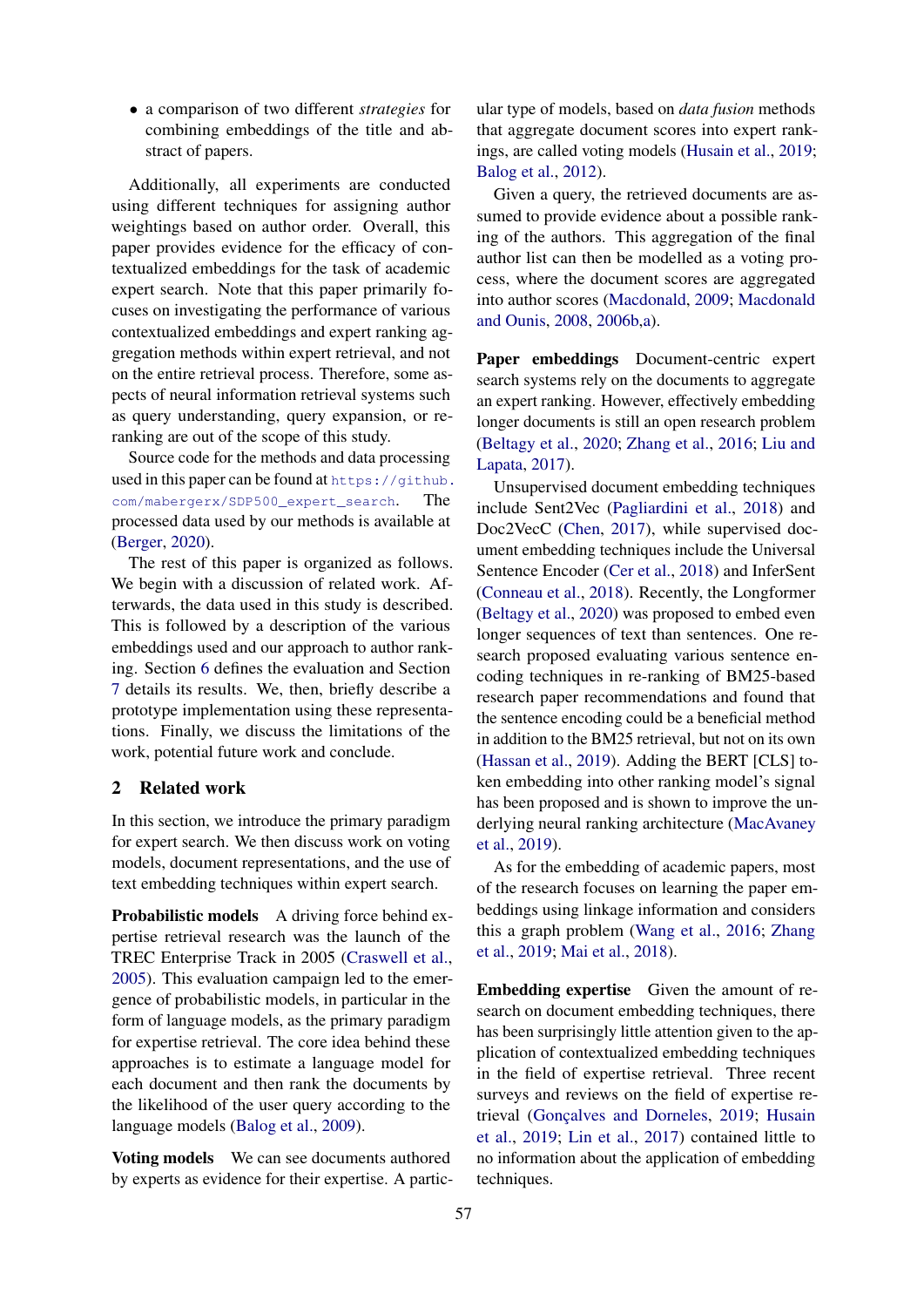- a comparison of two different *strategies* for combining embeddings of the title and abstract of papers.

Additionally, all experiments are conducted using different techniques for assigning author weightings based on author order. Overall, this paper provides evidence for the efficacy of contextualized embeddings for the task of academic expert search. Note that this paper primarily focuses on investigating the performance of various contextualized embeddings and expert ranking aggregation methods within expert retrieval, and not on the entire retrieval process. Therefore, some aspects of neural information retrieval systems such as query understanding, query expansion, or reranking are out of the scope of this study.

Source code for the methods and data processing used in this paper can be found at `https://github.com/mabergerx/SDP500_expert_search`. The processed data used by our methods is available at (Berger, 2020).

The rest of this paper is organized as follows. We begin with a discussion of related work. Afterwards, the data used in this study is described. This is followed by a description of the various embeddings used and our approach to author ranking. Section 6 defines the evaluation and Section 7 details its results. We, then, briefly describe a prototype implementation using these representations. Finally, we discuss the limitations of the work, potential future work and conclude.

## 2 Related work

In this section, we introduce the primary paradigm for expert search. We then discuss work on voting models, document representations, and the use of text embedding techniques within expert search.

**Probabilistic models** A driving force behind expertise retrieval research was the launch of the TREC Enterprise Track in 2005 (Craswell et al., 2005). This evaluation campaign led to the emergence of probabilistic models, in particular in the form of language models, as the primary paradigm for expertise retrieval. The core idea behind these approaches is to estimate a language model for each document and then rank the documents by the likelihood of the user query according to the language models (Balog et al., 2009).

**Voting models** We can see documents authored by experts as evidence for their expertise. A particular type of models, based on *data fusion* methods that aggregate document scores into expert rankings, are called voting models (Husain et al., 2019; Balog et al., 2012).

Given a query, the retrieved documents are assumed to provide evidence about a possible ranking of the authors. This aggregation of the final author list can then be modelled as a voting process, where the document scores are aggregated into author scores (Macdonald, 2009; Macdonald and Ounis, 2008, 2006b,a).

**Paper embeddings** Document-centric expert search systems rely on the documents to aggregate an expert ranking. However, effectively embedding longer documents is still an open research problem (Beltagy et al., 2020; Zhang et al., 2016; Liu and Lapata, 2017).

Unsupervised document embedding techniques include Sent2Vec (Pagliardini et al., 2018) and Doc2VecC (Chen, 2017), while supervised document embedding techniques include the Universal Sentence Encoder (Cer et al., 2018) and InferSent (Conneau et al., 2018). Recently, the Longformer (Beltagy et al., 2020) was proposed to embed even longer sequences of text than sentences. One research proposed evaluating various sentence encoding techniques in re-ranking of BM25-based research paper recommendations and found that the sentence encoding could be a beneficial method in addition to the BM25 retrieval, but not on its own (Hassan et al., 2019). Adding the BERT [CLS] token embedding into other ranking model's signal has been proposed and is shown to improve the underlying neural ranking architecture (MacAvaney et al., 2019).

As for the embedding of academic papers, most of the research focuses on learning the paper embeddings using linkage information and considers this a graph problem (Wang et al., 2016; Zhang et al., 2019; Mai et al., 2018).

**Embedding expertise** Given the amount of research on document embedding techniques, there has been surprisingly little attention given to the application of contextualized embedding techniques in the field of expertise retrieval. Three recent surveys and reviews on the field of expertise retrieval (Gonçalves and Dorneles, 2019; Husain et al., 2019; Lin et al., 2017) contained little to no information about the application of embedding techniques.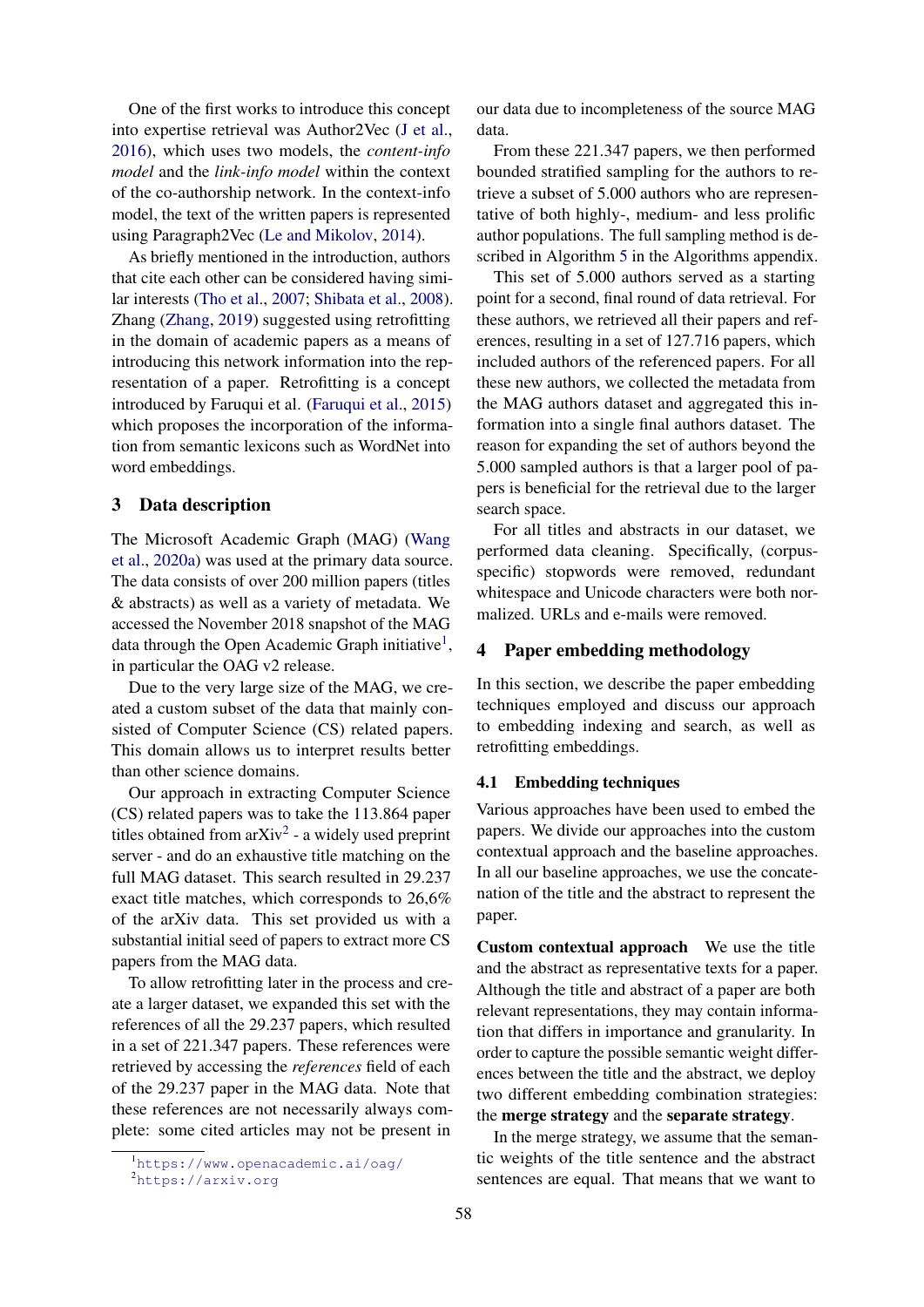One of the first works to introduce this concept into expertise retrieval was Author2Vec (J et al., 2016), which uses two models, the *content-info model* and the *link-info model* within the context of the co-authorship network. In the context-info model, the text of the written papers is represented using Paragraph2Vec (Le and Mikolov, 2014).

As briefly mentioned in the introduction, authors that cite each other can be considered having similar interests (Tho et al., 2007; Shibata et al., 2008). Zhang (Zhang, 2019) suggested using retrofitting in the domain of academic papers as a means of introducing this network information into the representation of a paper. Retrofitting is a concept introduced by Faruqui et al. (Faruqui et al., 2015) which proposes the incorporation of the information from semantic lexicons such as WordNet into word embeddings.

## 3 Data description

The Microsoft Academic Graph (MAG) (Wang et al., 2020a) was used at the primary data source. The data consists of over 200 million papers (titles & abstracts) as well as a variety of metadata. We accessed the November 2018 snapshot of the MAG data through the Open Academic Graph initiative[1], in particular the OAG v2 release.

Due to the very large size of the MAG, we created a custom subset of the data that mainly consisted of Computer Science (CS) related papers. This domain allows us to interpret results better than other science domains.

Our approach in extracting Computer Science (CS) related papers was to take the 113.864 paper titles obtained from arXiv[2] - a widely used preprint server - and do an exhaustive title matching on the full MAG dataset. This search resulted in 29.237 exact title matches, which corresponds to 26,6% of the arXiv data. This set provided us with a substantial initial seed of papers to extract more CS papers from the MAG data.

To allow retrofitting later in the process and create a larger dataset, we expanded this set with the references of all the 29.237 papers, which resulted in a set of 221.347 papers. These references were retrieved by accessing the *references* field of each of the 29.237 paper in the MAG data. Note that these references are not necessarily always complete: some cited articles may not be present in our data due to incompleteness of the source MAG data.

From these 221.347 papers, we then performed bounded stratified sampling for the authors to retrieve a subset of 5.000 authors who are representative of both highly-, medium- and less prolific author populations. The full sampling method is described in Algorithm 5 in the Algorithms appendix.

This set of 5.000 authors served as a starting point for a second, final round of data retrieval. For these authors, we retrieved all their papers and references, resulting in a set of 127.716 papers, which included authors of the referenced papers. For all these new authors, we collected the metadata from the MAG authors dataset and aggregated this information into a single final authors dataset. The reason for expanding the set of authors beyond the 5.000 sampled authors is that a larger pool of papers is beneficial for the retrieval due to the larger search space.

For all titles and abstracts in our dataset, we performed data cleaning. Specifically, (corpus-specific) stopwords were removed, redundant whitespace and Unicode characters were both normalized. URLs and e-mails were removed.

## 4 Paper embedding methodology

In this section, we describe the paper embedding techniques employed and discuss our approach to embedding indexing and search, as well as retrofitting embeddings.

### 4.1 Embedding techniques

Various approaches have been used to embed the papers. We divide our approaches into the custom contextual approach and the baseline approaches. In all our baseline approaches, we use the concatenation of the title and the abstract to represent the paper.

**Custom contextual approach** We use the title and the abstract as representative texts for a paper. Although the title and abstract of a paper are both relevant representations, they may contain information that differs in importance and granularity. In order to capture the possible semantic weight differences between the title and the abstract, we deploy two different embedding combination strategies: the **merge strategy** and the **separate strategy**.

In the merge strategy, we assume that the semantic weights of the title sentence and the abstract sentences are equal. That means that we want to

[1] https://www.openacademic.ai/oag/
[2] https://arxiv.org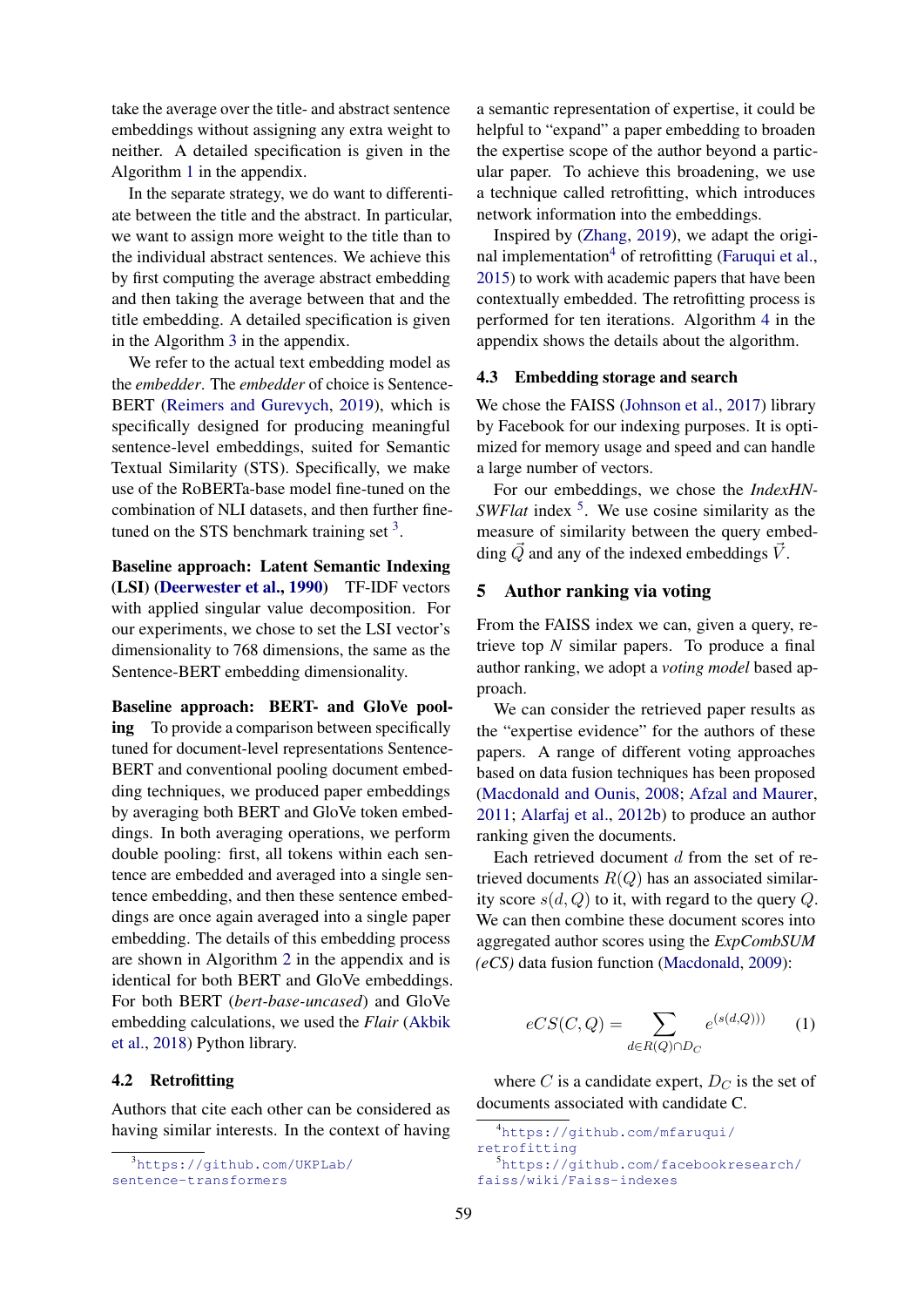take the average over the title- and abstract sentence embeddings without assigning any extra weight to neither. A detailed specification is given in the Algorithm 1 in the appendix.

In the separate strategy, we do want to differentiate between the title and the abstract. In particular, we want to assign more weight to the title than to the individual abstract sentences. We achieve this by first computing the average abstract embedding and then taking the average between that and the title embedding. A detailed specification is given in the Algorithm 3 in the appendix.

We refer to the actual text embedding model as the *embedder*. The *embedder* of choice is Sentence-BERT (Reimers and Gurevych, 2019), which is specifically designed for producing meaningful sentence-level embeddings, suited for Semantic Textual Similarity (STS). Specifically, we make use of the RoBERTa-base model fine-tuned on the combination of NLI datasets, and then further fine-tuned on the STS benchmark training set [3].

**Baseline approach: Latent Semantic Indexing (LSI) (Deerwester et al., 1990)** TF-IDF vectors with applied singular value decomposition. For our experiments, we chose to set the LSI vector's dimensionality to 768 dimensions, the same as the Sentence-BERT embedding dimensionality.

**Baseline approach: BERT- and GloVe pooling** To provide a comparison between specifically tuned for document-level representations Sentence-BERT and conventional pooling document embedding techniques, we produced paper embeddings by averaging both BERT and GloVe token embeddings. In both averaging operations, we perform double pooling: first, all tokens within each sentence are embedded and averaged into a single sentence embedding, and then these sentence embeddings are once again averaged into a single paper embedding. The details of this embedding process are shown in Algorithm 2 in the appendix and is identical for both BERT and GloVe embeddings. For both BERT (*bert-base-uncased*) and GloVe embedding calculations, we used the *Flair* (Akbik et al., 2018) Python library.

### 4.2 Retrofitting

Authors that cite each other can be considered as having similar interests. In the context of having a semantic representation of expertise, it could be helpful to "expand" a paper embedding to broaden the expertise scope of the author beyond a particular paper. To achieve this broadening, we use a technique called retrofitting, which introduces network information into the embeddings.

Inspired by (Zhang, 2019), we adapt the original implementation[4] of retrofitting (Faruqui et al., 2015) to work with academic papers that have been contextually embedded. The retrofitting process is performed for ten iterations. Algorithm 4 in the appendix shows the details about the algorithm.

### 4.3 Embedding storage and search

We chose the FAISS (Johnson et al., 2017) library by Facebook for our indexing purposes. It is optimized for memory usage and speed and can handle a large number of vectors.

For our embeddings, we chose the *IndexHNSWFlat* index [5]. We use cosine similarity as the measure of similarity between the query embedding $\vec{Q}$ and any of the indexed embeddings $\vec{V}$.

## 5 Author ranking via voting

From the FAISS index we can, given a query, retrieve top $N$ similar papers. To produce a final author ranking, we adopt a *voting model* based approach.

We can consider the retrieved paper results as the "expertise evidence" for the authors of these papers. A range of different voting approaches based on data fusion techniques has been proposed (Macdonald and Ounis, 2008; Afzal and Maurer, 2011; Alarfaj et al., 2012b) to produce an author ranking given the documents.

Each retrieved document $d$ from the set of retrieved documents $R(Q)$ has an associated similarity score $s(d, Q)$ to it, with regard to the query $Q$. We can then combine these document scores into aggregated author scores using the *ExpCombSUM (eCS)* data fusion function (Macdonald, 2009):

$$eCS(C, Q) = \sum_{d \in R(Q) \cap D_C} e^{(s(d,Q)))} \quad (1)$$

where $C$ is a candidate expert, $D_C$ is the set of documents associated with candidate C.

[3] https://github.com/UKPLab/sentence-transformers

[4] https://github.com/mfaruqui/retrofitting

[5] https://github.com/facebookresearch/faiss/wiki/Faiss-indexes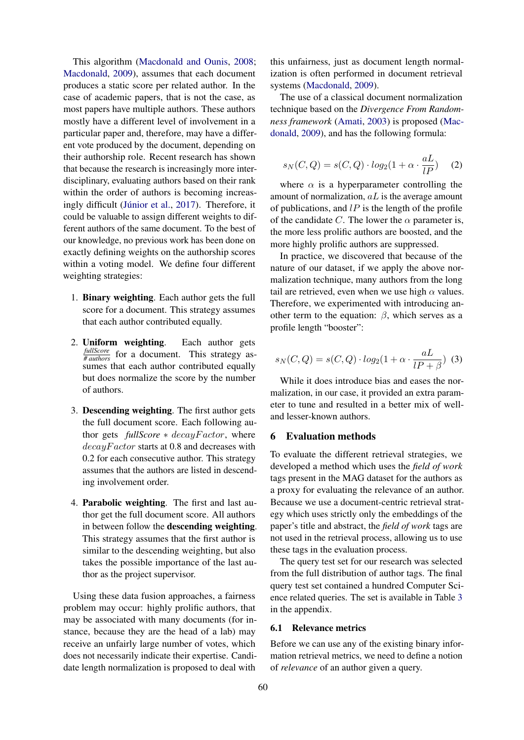This algorithm (Macdonald and Ounis, 2008; Macdonald, 2009), assumes that each document produces a static score per related author. In the case of academic papers, that is not the case, as most papers have multiple authors. These authors mostly have a different level of involvement in a particular paper and, therefore, may have a different vote produced by the document, depending on their authorship role. Recent research has shown that because the research is increasingly more interdisciplinary, evaluating authors based on their rank within the order of authors is becoming increasingly difficult (Júnior et al., 2017). Therefore, it could be valuable to assign different weights to different authors of the same document. To the best of our knowledge, no previous work has been done on exactly defining weights on the authorship scores within a voting model. We define four different weighting strategies:

1. **Binary weighting**. Each author gets the full score for a document. This strategy assumes that each author contributed equally.

2. **Uniform weighting**. Each author gets $\frac{\textit{fullScore}}{\textit{\# authors}}$ for a document. This strategy assumes that each author contributed equally but does normalize the score by the number of authors.

3. **Descending weighting**. The first author gets the full document score. Each following author gets $\textit{fullScore} * decayFactor$, where $decayFactor$ starts at 0.8 and decreases with 0.2 for each consecutive author. This strategy assumes that the authors are listed in descending involvement order.

4. **Parabolic weighting**. The first and last author get the full document score. All authors in between follow the **descending weighting**. This strategy assumes that the first author is similar to the descending weighting, but also takes the possible importance of the last author as the project supervisor.

Using these data fusion approaches, a fairness problem may occur: highly prolific authors, that may be associated with many documents (for instance, because they are the head of a lab) may receive an unfairly large number of votes, which does not necessarily indicate their expertise. Candidate length normalization is proposed to deal with this unfairness, just as document length normalization is often performed in document retrieval systems (Macdonald, 2009).

The use of a classical document normalization technique based on the *Divergence From Randomness framework* (Amati, 2003) is proposed (Macdonald, 2009), and has the following formula:

$$s_N(C,Q) = s(C,Q) \cdot log_2(1 + \alpha \cdot \frac{aL}{lP}) \quad (2)$$

where $\alpha$ is a hyperparameter controlling the amount of normalization, $aL$ is the average amount of publications, and $lP$ is the length of the profile of the candidate $C$. The lower the $\alpha$ parameter is, the more less prolific authors are boosted, and the more highly prolific authors are suppressed.

In practice, we discovered that because of the nature of our dataset, if we apply the above normalization technique, many authors from the long tail are retrieved, even when we use high $\alpha$ values. Therefore, we experimented with introducing another term to the equation: $\beta$, which serves as a profile length "booster":

$$s_N(C,Q) = s(C,Q) \cdot log_2(1 + \alpha \cdot \frac{aL}{lP + \beta}) \quad (3)$$

While it does introduce bias and eases the normalization, in our case, it provided an extra parameter to tune and resulted in a better mix of well- and lesser-known authors.

## 6 Evaluation methods

To evaluate the different retrieval strategies, we developed a method which uses the *field of work* tags present in the MAG dataset for the authors as a proxy for evaluating the relevance of an author. Because we use a document-centric retrieval strategy which uses strictly only the embeddings of the paper's title and abstract, the *field of work* tags are not used in the retrieval process, allowing us to use these tags in the evaluation process.

The query test set for our research was selected from the full distribution of author tags. The final query test set contained a hundred Computer Science related queries. The set is available in Table 3 in the appendix.

### 6.1 Relevance metrics

Before we can use any of the existing binary information retrieval metrics, we need to define a notion of *relevance* of an author given a query.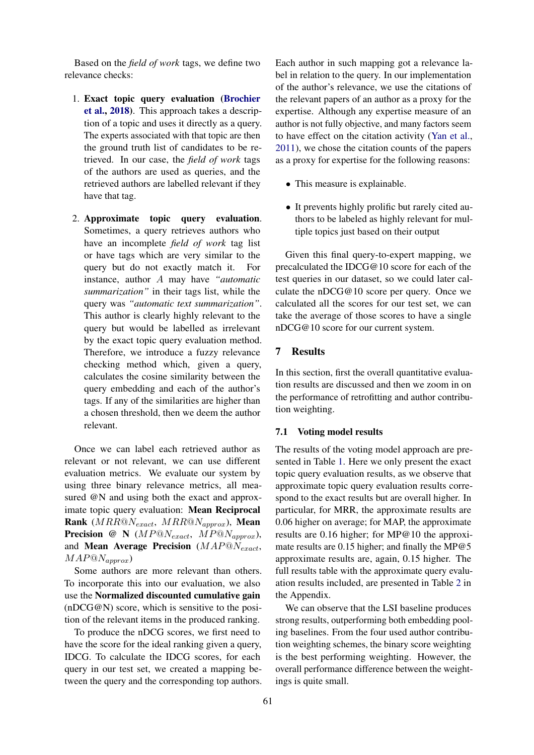Based on the *field of work* tags, we define two relevance checks:

1. **Exact topic query evaluation** (**Brochier et al., 2018**). This approach takes a description of a topic and uses it directly as a query. The experts associated with that topic are then the ground truth list of candidates to be retrieved. In our case, the *field of work* tags of the authors are used as queries, and the retrieved authors are labelled relevant if they have that tag.

2. **Approximate topic query evaluation**. Sometimes, a query retrieves authors who have an incomplete *field of work* tag list or have tags which are very similar to the query but do not exactly match it. For instance, author $A$ may have *"automatic summarization"* in their tags list, while the query was *"automatic text summarization"*. This author is clearly highly relevant to the query but would be labelled as irrelevant by the exact topic query evaluation method. Therefore, we introduce a fuzzy relevance checking method which, given a query, calculates the cosine similarity between the query embedding and each of the author's tags. If any of the similarities are higher than a chosen threshold, then we deem the author relevant.

Once we can label each retrieved author as relevant or not relevant, we can use different evaluation metrics. We evaluate our system by using three binary relevance metrics, all measured @N and using both the exact and approximate topic query evaluation: **Mean Reciprocal Rank** ($MRR@N_{exact}$, $MRR@N_{approx}$), **Mean Precision @ N** ($MP@N_{exact}$, $MP@N_{approx}$), and **Mean Average Precision** ($MAP@N_{exact}$, $MAP@N_{approx}$)

Some authors are more relevant than others. To incorporate this into our evaluation, we also use the **Normalized discounted cumulative gain** (nDCG@N) score, which is sensitive to the position of the relevant items in the produced ranking.

To produce the nDCG scores, we first need to have the score for the ideal ranking given a query, IDCG. To calculate the IDCG scores, for each query in our test set, we created a mapping between the query and the corresponding top authors. Each author in such mapping got a relevance label in relation to the query. In our implementation of the author's relevance, we use the citations of the relevant papers of an author as a proxy for the expertise. Although any expertise measure of an author is not fully objective, and many factors seem to have effect on the citation activity (Yan et al., 2011), we chose the citation counts of the papers as a proxy for expertise for the following reasons:

- This measure is explainable.
- It prevents highly prolific but rarely cited authors to be labeled as highly relevant for multiple topics just based on their output

Given this final query-to-expert mapping, we precalculated the IDCG@10 score for each of the test queries in our dataset, so we could later calculate the nDCG@10 score per query. Once we calculated all the scores for our test set, we can take the average of those scores to have a single nDCG@10 score for our current system.

## 7 Results

In this section, first the overall quantitative evaluation results are discussed and then we zoom in on the performance of retrofitting and author contribution weighting.

### 7.1 Voting model results

The results of the voting model approach are presented in Table 1. Here we only present the exact topic query evaluation results, as we observe that approximate topic query evaluation results correspond to the exact results but are overall higher. In particular, for MRR, the approximate results are 0.06 higher on average; for MAP, the approximate results are 0.16 higher; for MP@10 the approximate results are 0.15 higher; and finally the MP@5 approximate results are, again, 0.15 higher. The full results table with the approximate query evaluation results included, are presented in Table 2 in the Appendix.

We can observe that the LSI baseline produces strong results, outperforming both embedding pooling baselines. From the four used author contribution weighting schemes, the binary score weighting is the best performing weighting. However, the overall performance difference between the weightings is quite small.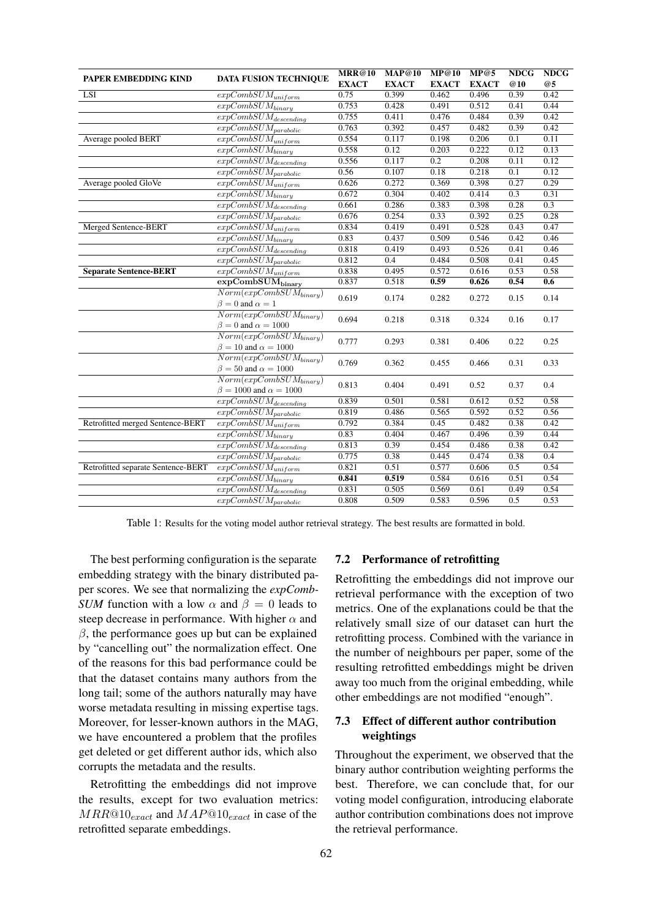| PAPER EMBEDDING KIND | DATA FUSION TECHNIQUE | MRR@10 EXACT | MAP@10 EXACT | MP@10 EXACT | MP@5 EXACT | NDCG @10 | NDCG @5 |
|---|---|---|---|---|---|---|---|
| LSI | $expCombSUM_{uniform}$ | 0.75 | 0.399 | 0.462 | 0.496 | 0.39 | 0.42 |
| | $expCombSUM_{binary}$ | 0.753 | 0.428 | 0.491 | 0.512 | 0.41 | 0.44 |
| | $expCombSUM_{descending}$ | 0.755 | 0.411 | 0.476 | 0.484 | 0.39 | 0.42 |
| | $expCombSUM_{parabolic}$ | 0.763 | 0.392 | 0.457 | 0.482 | 0.39 | 0.42 |
| Average pooled BERT | $expCombSUM_{uniform}$ | 0.554 | 0.117 | 0.198 | 0.206 | 0.1 | 0.11 |
| | $expCombSUM_{binary}$ | 0.558 | 0.12 | 0.203 | 0.222 | 0.12 | 0.13 |
| | $expCombSUM_{descending}$ | 0.556 | 0.117 | 0.2 | 0.208 | 0.11 | 0.12 |
| | $expCombSUM_{parabolic}$ | 0.56 | 0.107 | 0.18 | 0.218 | 0.1 | 0.12 |
| Average pooled GloVe | $expCombSUM_{uniform}$ | 0.626 | 0.272 | 0.369 | 0.398 | 0.27 | 0.29 |
| | $expCombSUM_{binary}$ | 0.672 | 0.304 | 0.402 | 0.414 | 0.3 | 0.31 |
| | $expCombSUM_{descending}$ | 0.661 | 0.286 | 0.383 | 0.398 | 0.28 | 0.3 |
| | $expCombSUM_{parabolic}$ | 0.676 | 0.254 | 0.33 | 0.392 | 0.25 | 0.28 |
| Merged Sentence-BERT | $expCombSUM_{uniform}$ | 0.834 | 0.419 | 0.491 | 0.528 | 0.43 | 0.47 |
| | $expCombSUM_{binary}$ | 0.83 | 0.437 | 0.509 | 0.546 | 0.42 | 0.46 |
| | $expCombSUM_{descending}$ | 0.818 | 0.419 | 0.493 | 0.526 | 0.41 | 0.46 |
| | $expCombSUM_{parabolic}$ | 0.812 | 0.4 | 0.484 | 0.508 | 0.41 | 0.45 |
| **Separate Sentence-BERT** | $expCombSUM_{uniform}$ | 0.838 | 0.495 | 0.572 | 0.616 | 0.53 | 0.58 |
| | $\mathbf{expCombSUM_{binary}}$ | 0.837 | 0.518 | **0.59** | **0.626** | **0.54** | **0.6** |
| | $Norm(expCombSUM_{binary})$ $\beta = 0$ and $\alpha = 1$ | 0.619 | 0.174 | 0.282 | 0.272 | 0.15 | 0.14 |
| | $Norm(expCombSUM_{binary})$ $\beta = 0$ and $\alpha = 1000$ | 0.694 | 0.218 | 0.318 | 0.324 | 0.16 | 0.17 |
| | $Norm(expCombSUM_{binary})$ $\beta = 10$ and $\alpha = 1000$ | 0.777 | 0.293 | 0.381 | 0.406 | 0.22 | 0.25 |
| | $Norm(expCombSUM_{binary})$ $\beta = 50$ and $\alpha = 1000$ | 0.769 | 0.362 | 0.455 | 0.466 | 0.31 | 0.33 |
| | $Norm(expCombSUM_{binary})$ $\beta = 1000$ and $\alpha = 1000$ | 0.813 | 0.404 | 0.491 | 0.52 | 0.37 | 0.4 |
| | $expCombSUM_{descending}$ | 0.839 | 0.501 | 0.581 | 0.612 | 0.52 | 0.58 |
| | $expCombSUM_{parabolic}$ | 0.819 | 0.486 | 0.565 | 0.592 | 0.52 | 0.56 |
| Retrofitted merged Sentence-BERT | $expCombSUM_{uniform}$ | 0.792 | 0.384 | 0.45 | 0.482 | 0.38 | 0.42 |
| | $expCombSUM_{binary}$ | 0.83 | 0.404 | 0.467 | 0.496 | 0.39 | 0.44 |
| | $expCombSUM_{descending}$ | 0.813 | 0.39 | 0.454 | 0.486 | 0.38 | 0.42 |
| | $expCombSUM_{parabolic}$ | 0.775 | 0.38 | 0.445 | 0.474 | 0.38 | 0.4 |
| Retrofitted separate Sentence-BERT | $expCombSUM_{uniform}$ | 0.821 | 0.51 | 0.577 | 0.606 | 0.5 | 0.54 |
| | $expCombSUM_{binary}$ | **0.841** | **0.519** | 0.584 | 0.616 | 0.51 | 0.54 |
| | $expCombSUM_{descending}$ | 0.831 | 0.505 | 0.569 | 0.61 | 0.49 | 0.54 |
| | $expCombSUM_{parabolic}$ | 0.808 | 0.509 | 0.583 | 0.596 | 0.5 | 0.53 |

Table 1: Results for the voting model author retrieval strategy. The best results are formatted in bold.

The best performing configuration is the separate embedding strategy with the binary distributed paper scores. We see that normalizing the *expCombSUM* function with a low $\alpha$ and $\beta = 0$ leads to steep decrease in performance. With higher $\alpha$ and $\beta$, the performance goes up but can be explained by "cancelling out" the normalization effect. One of the reasons for this bad performance could be that the dataset contains many authors from the long tail; some of the authors naturally may have worse metadata resulting in missing expertise tags. Moreover, for lesser-known authors in the MAG, we have encountered a problem that the profiles get deleted or get different author ids, which also corrupts the metadata and the results.

Retrofitting the embeddings did not improve the results, except for two evaluation metrics: $MRR@10_{exact}$ and $MAP@10_{exact}$ in case of the retrofitted separate embeddings.

## 7.2 Performance of retrofitting

Retrofitting the embeddings did not improve our retrieval performance with the exception of two metrics. One of the explanations could be that the relatively small size of our dataset can hurt the retrofitting process. Combined with the variance in the number of neighbours per paper, some of the resulting retrofitted embeddings might be driven away too much from the original embedding, while other embeddings are not modified "enough".

## 7.3 Effect of different author contribution weightings

Throughout the experiment, we observed that the binary author contribution weighting performs the best. Therefore, we can conclude that, for our voting model configuration, introducing elaborate author contribution combinations does not improve the retrieval performance.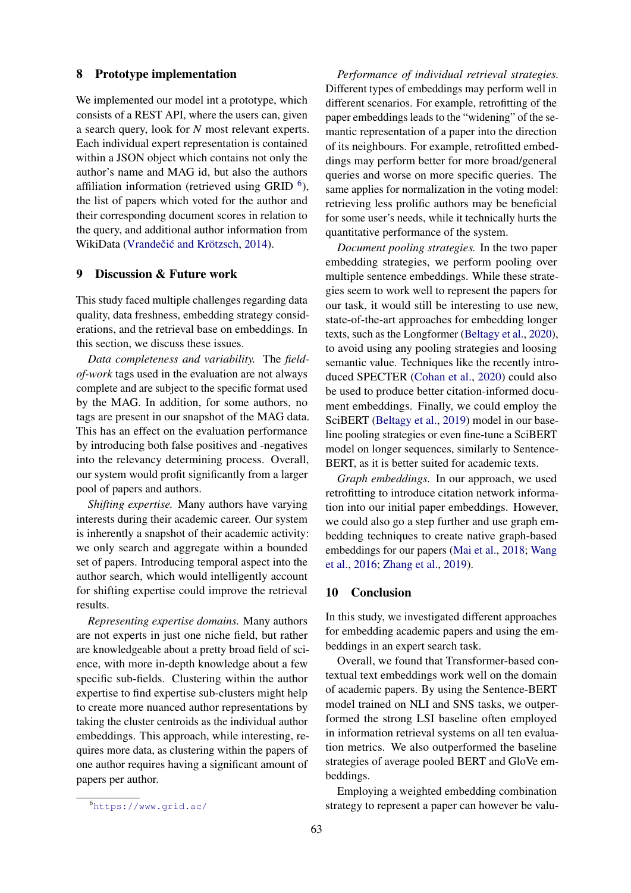## 8 Prototype implementation

We implemented our model int a prototype, which consists of a REST API, where the users can, given a search query, look for *N* most relevant experts. Each individual expert representation is contained within a JSON object which contains not only the author's name and MAG id, but also the authors affiliation information (retrieved using GRID [6]), the list of papers which voted for the author and their corresponding document scores in relation to the query, and additional author information from WikiData (Vrandečić and Krötzsch, 2014).

## 9 Discussion & Future work

This study faced multiple challenges regarding data quality, data freshness, embedding strategy considerations, and the retrieval base on embeddings. In this section, we discuss these issues.

*Data completeness and variability.* The *field-of-work* tags used in the evaluation are not always complete and are subject to the specific format used by the MAG. In addition, for some authors, no tags are present in our snapshot of the MAG data. This has an effect on the evaluation performance by introducing both false positives and -negatives into the relevancy determining process. Overall, our system would profit significantly from a larger pool of papers and authors.

*Shifting expertise.* Many authors have varying interests during their academic career. Our system is inherently a snapshot of their academic activity: we only search and aggregate within a bounded set of papers. Introducing temporal aspect into the author search, which would intelligently account for shifting expertise could improve the retrieval results.

*Representing expertise domains.* Many authors are not experts in just one niche field, but rather are knowledgeable about a pretty broad field of science, with more in-depth knowledge about a few specific sub-fields. Clustering within the author expertise to find expertise sub-clusters might help to create more nuanced author representations by taking the cluster centroids as the individual author embeddings. This approach, while interesting, requires more data, as clustering within the papers of one author requires having a significant amount of papers per author.

*Performance of individual retrieval strategies.* Different types of embeddings may perform well in different scenarios. For example, retrofitting of the paper embeddings leads to the "widening" of the semantic representation of a paper into the direction of its neighbours. For example, retrofitted embeddings may perform better for more broad/general queries and worse on more specific queries. The same applies for normalization in the voting model: retrieving less prolific authors may be beneficial for some user's needs, while it technically hurts the quantitative performance of the system.

*Document pooling strategies.* In the two paper embedding strategies, we perform pooling over multiple sentence embeddings. While these strategies seem to work well to represent the papers for our task, it would still be interesting to use new, state-of-the-art approaches for embedding longer texts, such as the Longformer (Beltagy et al., 2020), to avoid using any pooling strategies and loosing semantic value. Techniques like the recently introduced SPECTER (Cohan et al., 2020) could also be used to produce better citation-informed document embeddings. Finally, we could employ the SciBERT (Beltagy et al., 2019) model in our baseline pooling strategies or even fine-tune a SciBERT model on longer sequences, similarly to Sentence-BERT, as it is better suited for academic texts.

*Graph embeddings.* In our approach, we used retrofitting to introduce citation network information into our initial paper embeddings. However, we could also go a step further and use graph embedding techniques to create native graph-based embeddings for our papers (Mai et al., 2018; Wang et al., 2016; Zhang et al., 2019).

## 10 Conclusion

In this study, we investigated different approaches for embedding academic papers and using the embeddings in an expert search task.

Overall, we found that Transformer-based contextual text embeddings work well on the domain of academic papers. By using the Sentence-BERT model trained on NLI and SNS tasks, we outperformed the strong LSI baseline often employed in information retrieval systems on all ten evaluation metrics. We also outperformed the baseline strategies of average pooled BERT and GloVe embeddings.

Employing a weighted embedding combination strategy to represent a paper can however be valu-

[6] https://www.grid.ac/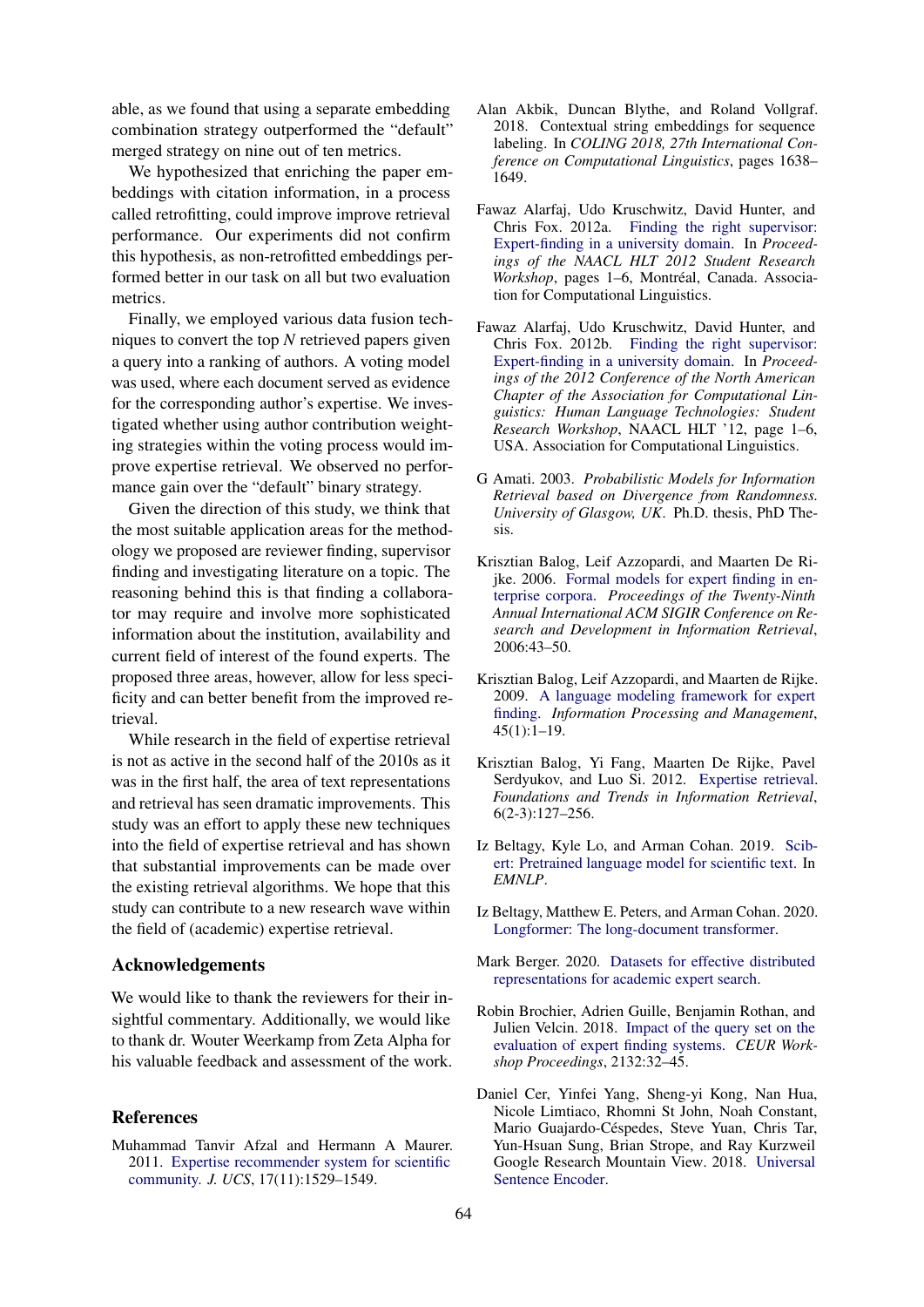able, as we found that using a separate embedding combination strategy outperformed the "default" merged strategy on nine out of ten metrics.

We hypothesized that enriching the paper embeddings with citation information, in a process called retrofitting, could improve improve retrieval performance. Our experiments did not confirm this hypothesis, as non-retrofitted embeddings performed better in our task on all but two evaluation metrics.

Finally, we employed various data fusion techniques to convert the top $N$ retrieved papers given a query into a ranking of authors. A voting model was used, where each document served as evidence for the corresponding author's expertise. We investigated whether using author contribution weighting strategies within the voting process would improve expertise retrieval. We observed no performance gain over the "default" binary strategy.

Given the direction of this study, we think that the most suitable application areas for the methodology we proposed are reviewer finding, supervisor finding and investigating literature on a topic. The reasoning behind this is that finding a collaborator may require and involve more sophisticated information about the institution, availability and current field of interest of the found experts. The proposed three areas, however, allow for less specificity and can better benefit from the improved retrieval.

While research in the field of expertise retrieval is not as active in the second half of the 2010s as it was in the first half, the area of text representations and retrieval has seen dramatic improvements. This study was an effort to apply these new techniques into the field of expertise retrieval and has shown that substantial improvements can be made over the existing retrieval algorithms. We hope that this study can contribute to a new research wave within the field of (academic) expertise retrieval.

## Acknowledgements

We would like to thank the reviewers for their insightful commentary. Additionally, we would like to thank dr. Wouter Weerkamp from Zeta Alpha for his valuable feedback and assessment of the work.

## References

Muhammad Tanvir Afzal and Hermann A Maurer. 2011. Expertise recommender system for scientific community. *J. UCS*, 17(11):1529–1549.

Alan Akbik, Duncan Blythe, and Roland Vollgraf. 2018. Contextual string embeddings for sequence labeling. In *COLING 2018, 27th International Conference on Computational Linguistics*, pages 1638–1649.

Fawaz Alarfaj, Udo Kruschwitz, David Hunter, and Chris Fox. 2012a. Finding the right supervisor: Expert-finding in a university domain. In *Proceedings of the NAACL HLT 2012 Student Research Workshop*, pages 1–6, Montréal, Canada. Association for Computational Linguistics.

Fawaz Alarfaj, Udo Kruschwitz, David Hunter, and Chris Fox. 2012b. Finding the right supervisor: Expert-finding in a university domain. In *Proceedings of the 2012 Conference of the North American Chapter of the Association for Computational Linguistics: Human Language Technologies: Student Research Workshop*, NAACL HLT '12, page 1–6, USA. Association for Computational Linguistics.

G Amati. 2003. *Probabilistic Models for Information Retrieval based on Divergence from Randomness. University of Glasgow, UK*. Ph.D. thesis, PhD Thesis.

Krisztian Balog, Leif Azzopardi, and Maarten De Rijke. 2006. Formal models for expert finding in enterprise corpora. *Proceedings of the Twenty-Ninth Annual International ACM SIGIR Conference on Research and Development in Information Retrieval*, 2006:43–50.

Krisztian Balog, Leif Azzopardi, and Maarten de Rijke. 2009. A language modeling framework for expert finding. *Information Processing and Management*, 45(1):1–19.

Krisztian Balog, Yi Fang, Maarten De Rijke, Pavel Serdyukov, and Luo Si. 2012. Expertise retrieval. *Foundations and Trends in Information Retrieval*, 6(2-3):127–256.

Iz Beltagy, Kyle Lo, and Arman Cohan. 2019. Scibert: Pretrained language model for scientific text. In *EMNLP*.

Iz Beltagy, Matthew E. Peters, and Arman Cohan. 2020. Longformer: The long-document transformer.

Mark Berger. 2020. Datasets for effective distributed representations for academic expert search.

Robin Brochier, Adrien Guille, Benjamin Rothan, and Julien Velcin. 2018. Impact of the query set on the evaluation of expert finding systems. *CEUR Workshop Proceedings*, 2132:32–45.

Daniel Cer, Yinfei Yang, Sheng-yi Kong, Nan Hua, Nicole Limtiaco, Rhomni St John, Noah Constant, Mario Guajardo-Céspedes, Steve Yuan, Chris Tar, Yun-Hsuan Sung, Brian Strope, and Ray Kurzweil Google Research Mountain View. 2018. Universal Sentence Encoder.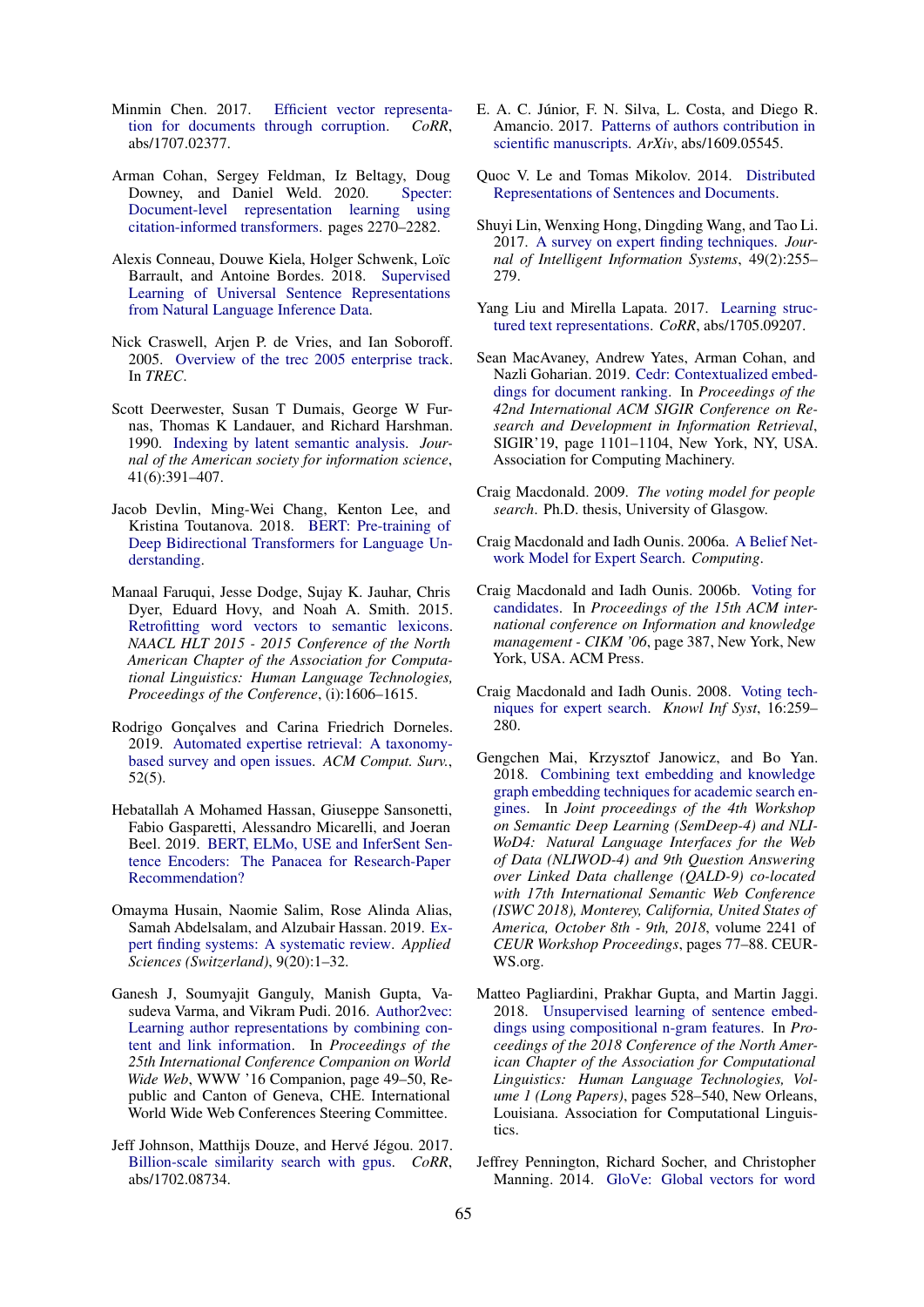Minmin Chen. 2017. Efficient vector representation for documents through corruption. *CoRR*, abs/1707.02377.

Arman Cohan, Sergey Feldman, Iz Beltagy, Doug Downey, and Daniel Weld. 2020. Specter: Document-level representation learning using citation-informed transformers. pages 2270–2282.

Alexis Conneau, Douwe Kiela, Holger Schwenk, Loïc Barrault, and Antoine Bordes. 2018. Supervised Learning of Universal Sentence Representations from Natural Language Inference Data.

Nick Craswell, Arjen P. de Vries, and Ian Soboroff. 2005. Overview of the trec 2005 enterprise track. In *TREC*.

Scott Deerwester, Susan T Dumais, George W Furnas, Thomas K Landauer, and Richard Harshman. 1990. Indexing by latent semantic analysis. *Journal of the American society for information science*, 41(6):391–407.

Jacob Devlin, Ming-Wei Chang, Kenton Lee, and Kristina Toutanova. 2018. BERT: Pre-training of Deep Bidirectional Transformers for Language Understanding.

Manaal Faruqui, Jesse Dodge, Sujay K. Jauhar, Chris Dyer, Eduard Hovy, and Noah A. Smith. 2015. Retrofitting word vectors to semantic lexicons. *NAACL HLT 2015 - 2015 Conference of the North American Chapter of the Association for Computational Linguistics: Human Language Technologies, Proceedings of the Conference*, (i):1606–1615.

Rodrigo Gonçalves and Carina Friedrich Dorneles. 2019. Automated expertise retrieval: A taxonomy-based survey and open issues. *ACM Comput. Surv.*, 52(5).

Hebatallah A Mohamed Hassan, Giuseppe Sansonetti, Fabio Gasparetti, Alessandro Micarelli, and Joeran Beel. 2019. BERT, ELMo, USE and InferSent Sentence Encoders: The Panacea for Research-Paper Recommendation?

Omayma Husain, Naomie Salim, Rose Alinda Alias, Samah Abdelsalam, and Alzubair Hassan. 2019. Expert finding systems: A systematic review. *Applied Sciences (Switzerland)*, 9(20):1–32.

Ganesh J, Soumyajit Ganguly, Manish Gupta, Vasudeva Varma, and Vikram Pudi. 2016. Author2vec: Learning author representations by combining content and link information. In *Proceedings of the 25th International Conference Companion on World Wide Web*, WWW '16 Companion, page 49–50, Republic and Canton of Geneva, CHE. International World Wide Web Conferences Steering Committee.

Jeff Johnson, Matthijs Douze, and Hervé Jégou. 2017. Billion-scale similarity search with gpus. *CoRR*, abs/1702.08734.

E. A. C. Júnior, F. N. Silva, L. Costa, and Diego R. Amancio. 2017. Patterns of authors contribution in scientific manuscripts. *ArXiv*, abs/1609.05545.

Quoc V. Le and Tomas Mikolov. 2014. Distributed Representations of Sentences and Documents.

Shuyi Lin, Wenxing Hong, Dingding Wang, and Tao Li. 2017. A survey on expert finding techniques. *Journal of Intelligent Information Systems*, 49(2):255–279.

Yang Liu and Mirella Lapata. 2017. Learning structured text representations. *CoRR*, abs/1705.09207.

Sean MacAvaney, Andrew Yates, Arman Cohan, and Nazli Goharian. 2019. Cedr: Contextualized embeddings for document ranking. In *Proceedings of the 42nd International ACM SIGIR Conference on Research and Development in Information Retrieval*, SIGIR'19, page 1101–1104, New York, NY, USA. Association for Computing Machinery.

Craig Macdonald. 2009. *The voting model for people search*. Ph.D. thesis, University of Glasgow.

Craig Macdonald and Iadh Ounis. 2006a. A Belief Network Model for Expert Search. *Computing*.

Craig Macdonald and Iadh Ounis. 2006b. Voting for candidates. In *Proceedings of the 15th ACM international conference on Information and knowledge management - CIKM '06*, page 387, New York, New York, USA. ACM Press.

Craig Macdonald and Iadh Ounis. 2008. Voting techniques for expert search. *Knowl Inf Syst*, 16:259–280.

Gengchen Mai, Krzysztof Janowicz, and Bo Yan. 2018. Combining text embedding and knowledge graph embedding techniques for academic search engines. In *Joint proceedings of the 4th Workshop on Semantic Deep Learning (SemDeep-4) and NLIWoD4: Natural Language Interfaces for the Web of Data (NLIWOD-4) and 9th Question Answering over Linked Data challenge (QALD-9) co-located with 17th International Semantic Web Conference (ISWC 2018), Monterey, California, United States of America, October 8th - 9th, 2018*, volume 2241 of *CEUR Workshop Proceedings*, pages 77–88. CEUR-WS.org.

Matteo Pagliardini, Prakhar Gupta, and Martin Jaggi. 2018. Unsupervised learning of sentence embeddings using compositional n-gram features. In *Proceedings of the 2018 Conference of the North American Chapter of the Association for Computational Linguistics: Human Language Technologies, Volume 1 (Long Papers)*, pages 528–540, New Orleans, Louisiana. Association for Computational Linguistics.

Jeffrey Pennington, Richard Socher, and Christopher Manning. 2014. GloVe: Global vectors for word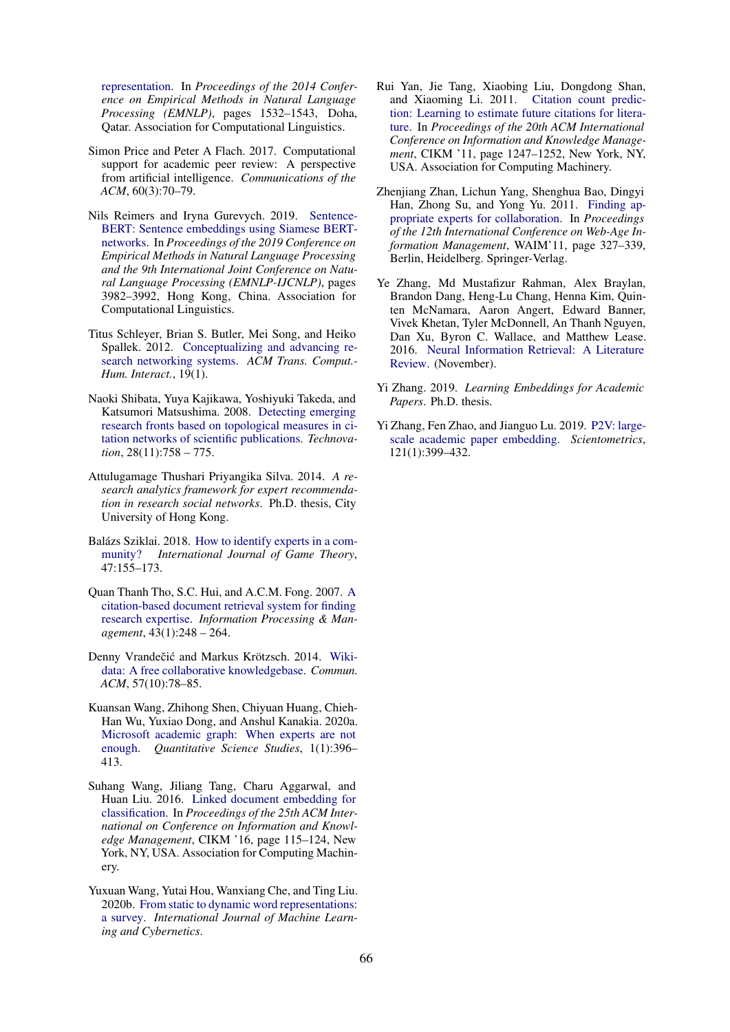representation. In *Proceedings of the 2014 Conference on Empirical Methods in Natural Language Processing (EMNLP)*, pages 1532–1543, Doha, Qatar. Association for Computational Linguistics.

Simon Price and Peter A Flach. 2017. Computational support for academic peer review: A perspective from artificial intelligence. *Communications of the ACM*, 60(3):70–79.

Nils Reimers and Iryna Gurevych. 2019. Sentence-BERT: Sentence embeddings using Siamese BERT-networks. In *Proceedings of the 2019 Conference on Empirical Methods in Natural Language Processing and the 9th International Joint Conference on Natural Language Processing (EMNLP-IJCNLP)*, pages 3982–3992, Hong Kong, China. Association for Computational Linguistics.

Titus Schleyer, Brian S. Butler, Mei Song, and Heiko Spallek. 2012. Conceptualizing and advancing research networking systems. *ACM Trans. Comput.-Hum. Interact.*, 19(1).

Naoki Shibata, Yuya Kajikawa, Yoshiyuki Takeda, and Katsumori Matsushima. 2008. Detecting emerging research fronts based on topological measures in citation networks of scientific publications. *Technovation*, 28(11):758 – 775.

Attulugamage Thushari Priyangika Silva. 2014. *A research analytics framework for expert recommendation in research social networks*. Ph.D. thesis, City University of Hong Kong.

Balázs Sziklai. 2018. How to identify experts in a community? *International Journal of Game Theory*, 47:155–173.

Quan Thanh Tho, S.C. Hui, and A.C.M. Fong. 2007. A citation-based document retrieval system for finding research expertise. *Information Processing & Management*, 43(1):248 – 264.

Denny Vrandečić and Markus Krötzsch. 2014. Wikidata: A free collaborative knowledgebase. *Commun. ACM*, 57(10):78–85.

Kuansan Wang, Zhihong Shen, Chiyuan Huang, Chieh-Han Wu, Yuxiao Dong, and Anshul Kanakia. 2020a. Microsoft academic graph: When experts are not enough. *Quantitative Science Studies*, 1(1):396–413.

Suhang Wang, Jiliang Tang, Charu Aggarwal, and Huan Liu. 2016. Linked document embedding for classification. In *Proceedings of the 25th ACM International on Conference on Information and Knowledge Management*, CIKM '16, page 115–124, New York, NY, USA. Association for Computing Machinery.

Yuxuan Wang, Yutai Hou, Wanxiang Che, and Ting Liu. 2020b. From static to dynamic word representations: a survey. *International Journal of Machine Learning and Cybernetics*.

Rui Yan, Jie Tang, Xiaobing Liu, Dongdong Shan, and Xiaoming Li. 2011. Citation count prediction: Learning to estimate future citations for literature. In *Proceedings of the 20th ACM International Conference on Information and Knowledge Management*, CIKM '11, page 1247–1252, New York, NY, USA. Association for Computing Machinery.

Zhenjiang Zhan, Lichun Yang, Shenghua Bao, Dingyi Han, Zhong Su, and Yong Yu. 2011. Finding appropriate experts for collaboration. In *Proceedings of the 12th International Conference on Web-Age Information Management*, WAIM'11, page 327–339, Berlin, Heidelberg. Springer-Verlag.

Ye Zhang, Md Mustafizur Rahman, Alex Braylan, Brandon Dang, Heng-Lu Chang, Henna Kim, Quinten McNamara, Aaron Angert, Edward Banner, Vivek Khetan, Tyler McDonnell, An Thanh Nguyen, Dan Xu, Byron C. Wallace, and Matthew Lease. 2016. Neural Information Retrieval: A Literature Review. (November).

Yi Zhang. 2019. *Learning Embeddings for Academic Papers*. Ph.D. thesis.

Yi Zhang, Fen Zhao, and Jianguo Lu. 2019. P2V: large-scale academic paper embedding. *Scientometrics*, 121(1):399–432.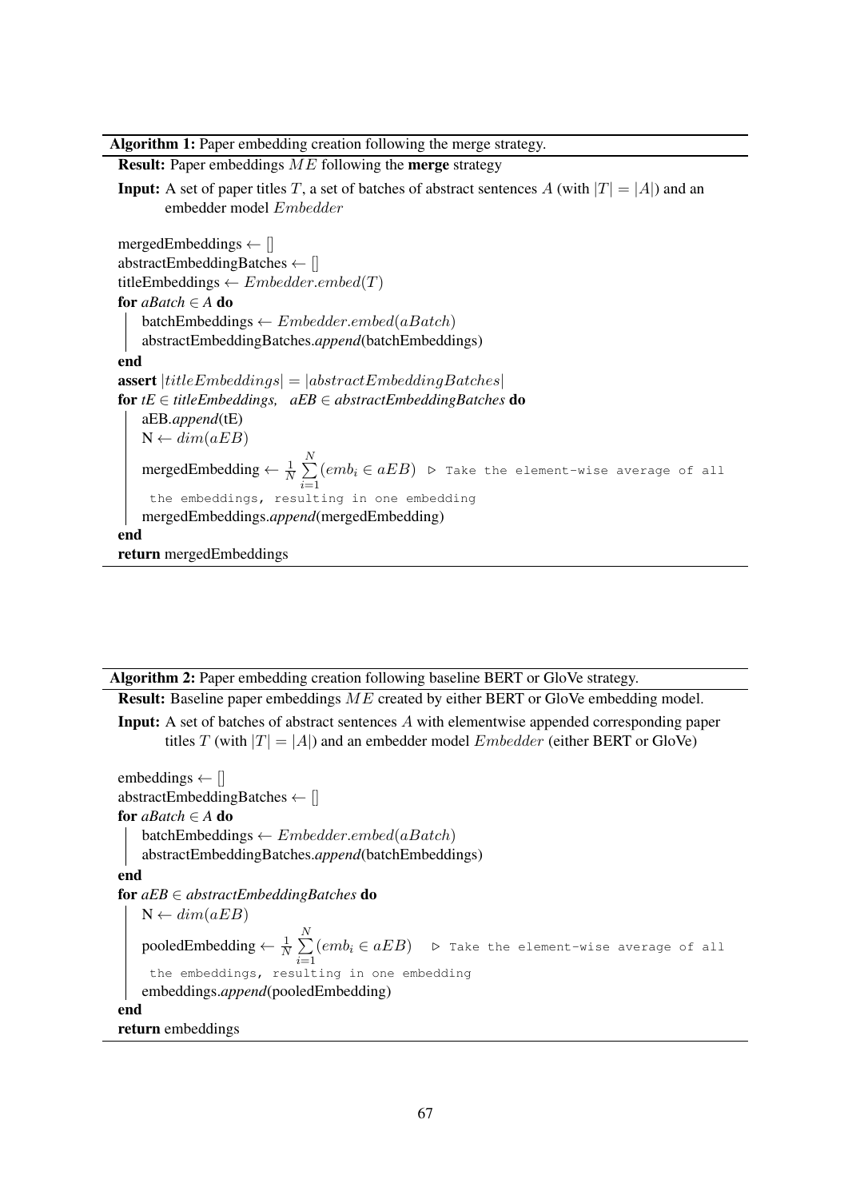**Algorithm 1:** Paper embedding creation following the merge strategy.

**Result:** Paper embeddings $ME$ following the **merge** strategy

**Input:** A set of paper titles $T$, a set of batches of abstract sentences $A$ (with $|T| = |A|$) and an embedder model $Embedder$

mergedEmbeddings ← []
abstractEmbeddingBatches ← []
titleEmbeddings ← $Embedder.embed(T)$
**for** *aBatch* ∈ *A* **do**
  batchEmbeddings ← $Embedder.embed(aBatch)$
  abstractEmbeddingBatches.*append*(batchEmbeddings)
**end**
**assert** $|titleEmbeddings| = |abstractEmbeddingBatches|$
**for** *tE* ∈ *titleEmbeddings*, *aEB* ∈ *abstractEmbeddingBatches* **do**
  aEB.*append*(tE)
  N ← $dim(aEB)$
  mergedEmbedding ← $\frac{1}{N}\sum_{i=1}^{N}(emb_i \in aEB)$ ▷ `Take the element-wise average of all the embeddings, resulting in one embedding`
  mergedEmbeddings.*append*(mergedEmbedding)
**end**
**return** mergedEmbeddings

**Algorithm 2:** Paper embedding creation following baseline BERT or GloVe strategy.

**Result:** Baseline paper embeddings $ME$ created by either BERT or GloVe embedding model.

**Input:** A set of batches of abstract sentences $A$ with elementwise appended corresponding paper titles $T$ (with $|T| = |A|$) and an embedder model $Embedder$ (either BERT or GloVe)

embeddings ← []
abstractEmbeddingBatches ← []
**for** *aBatch* ∈ *A* **do**
  batchEmbeddings ← $Embedder.embed(aBatch)$
  abstractEmbeddingBatches.*append*(batchEmbeddings)
**end**
**for** *aEB* ∈ *abstractEmbeddingBatches* **do**
  N ← $dim(aEB)$
  pooledEmbedding ← $\frac{1}{N}\sum_{i=1}^{N}(emb_i \in aEB)$ ▷ `Take the element-wise average of all the embeddings, resulting in one embedding`
  embeddings.*append*(pooledEmbedding)
**end**
**return** embeddings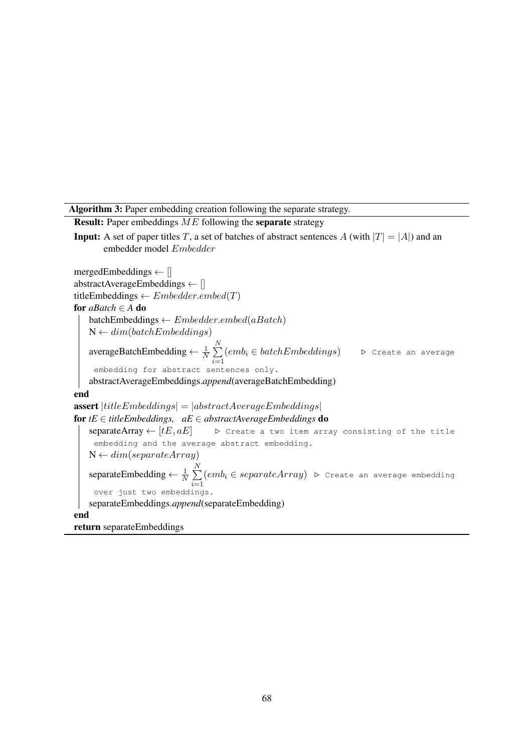**Algorithm 3:** Paper embedding creation following the separate strategy.

**Result:** Paper embeddings $ME$ following the **separate** strategy

**Input:** A set of paper titles $T$, a set of batches of abstract sentences $A$ (with $|T| = |A|$) and an embedder model $Embedder$

mergedEmbeddings ← []
abstractAverageEmbeddings ← []
titleEmbeddings ← $Embedder.embed(T)$
**for** *aBatch* ∈ *A* **do**
    batchEmbeddings ← $Embedder.embed(aBatch)$
    N ← $dim(batchEmbeddings)$
    averageBatchEmbedding ← $\frac{1}{N}\sum_{i=1}^{N}(emb_i \in batchEmbeddings)$   ▷ Create an average embedding for abstract sentences only.
    abstractAverageEmbeddings.*append*(averageBatchEmbedding)
**end**
**assert** $|titleEmbeddings| = |abstractAverageEmbeddings|$
**for** *tE* ∈ *titleEmbeddings*, *aE* ∈ *abstractAverageEmbeddings* **do**
    separateArray ← $[tE, aE]$   ▷ Create a two item array consisting of the title embedding and the average abstract embedding.
    N ← $dim(separateArray)$
    separateEmbedding ← $\frac{1}{N}\sum_{i=1}^{N}(emb_i \in separateArray)$   ▷ Create an average embedding over just two embeddings.
    separateEmbeddings.*append*(separateEmbedding)
**end**
**return** separateEmbeddings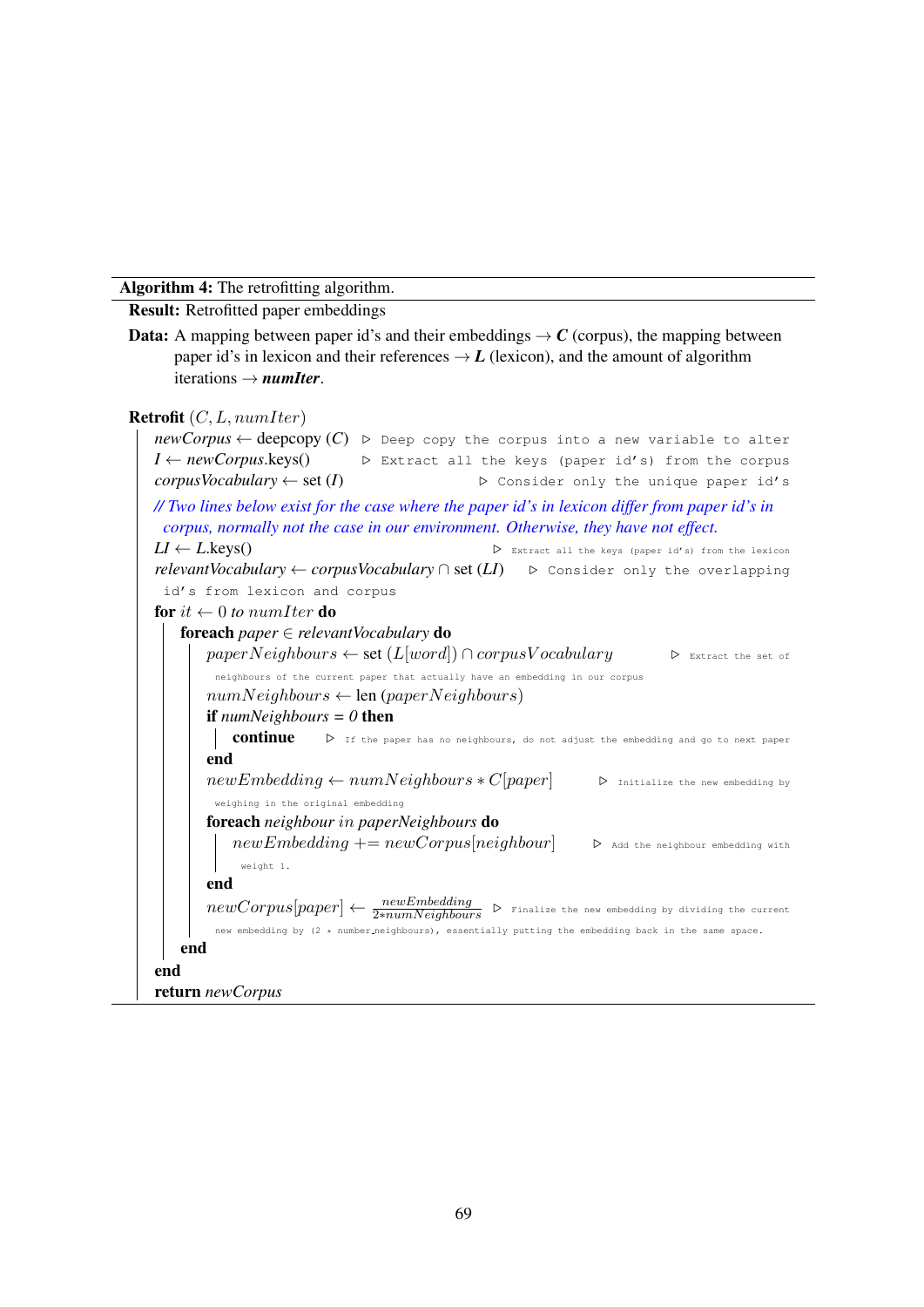**Algorithm 4:** The retrofitting algorithm.

**Result:** Retrofitted paper embeddings

**Data:** A mapping between paper id's and their embeddings → ***C*** (corpus), the mapping between paper id's in lexicon and their references → ***L*** (lexicon), and the amount of algorithm iterations → ***numIter***.

```
Retrofit (C, L, numIter)
    newCorpus ← deepcopy (C)          ▷ Deep copy the corpus into a new variable to alter
    I ← newCorpus.keys()              ▷ Extract all the keys (paper id's) from the corpus
    corpusVocabulary ← set (I)        ▷ Consider only the unique paper id's
    // Two lines below exist for the case where the paper id's in lexicon differ from paper id's in
       corpus, normally not the case in our environment. Otherwise, they have not effect.
    LI ← L.keys()                     ▷ Extract all the keys (paper id's) from the lexicon
    relevantVocabulary ← corpusVocabulary ∩ set (LI)    ▷ Consider only the overlapping
     id's from lexicon and corpus
    for it ← 0 to numIter do
        foreach paper ∈ relevantVocabulary do
            paperNeighbours ← set (L[word]) ∩ corpusVocabulary    ▷ Extract the set of
             neighbours of the current paper that actually have an embedding in our corpus
            numNeighbours ← len (paperNeighbours)
            if numNeighbours = 0 then
                continue    ▷ If the paper has no neighbours, do not adjust the embedding and go to next paper
            end
            newEmbedding ← numNeighbours * C[paper]    ▷ Initialize the new embedding by
             weighing in the original embedding
            foreach neighbour in paperNeighbours do
                newEmbedding += newCorpus[neighbour]    ▷ Add the neighbour embedding with
                 weight 1.
            end
            newCorpus[paper] ← newEmbedding / (2*numNeighbours)    ▷ Finalize the new embedding by dividing the current
             new embedding by (2 * number_neighbours), essentially putting the embedding back in the same space.
        end
    end
    return newCorpus
```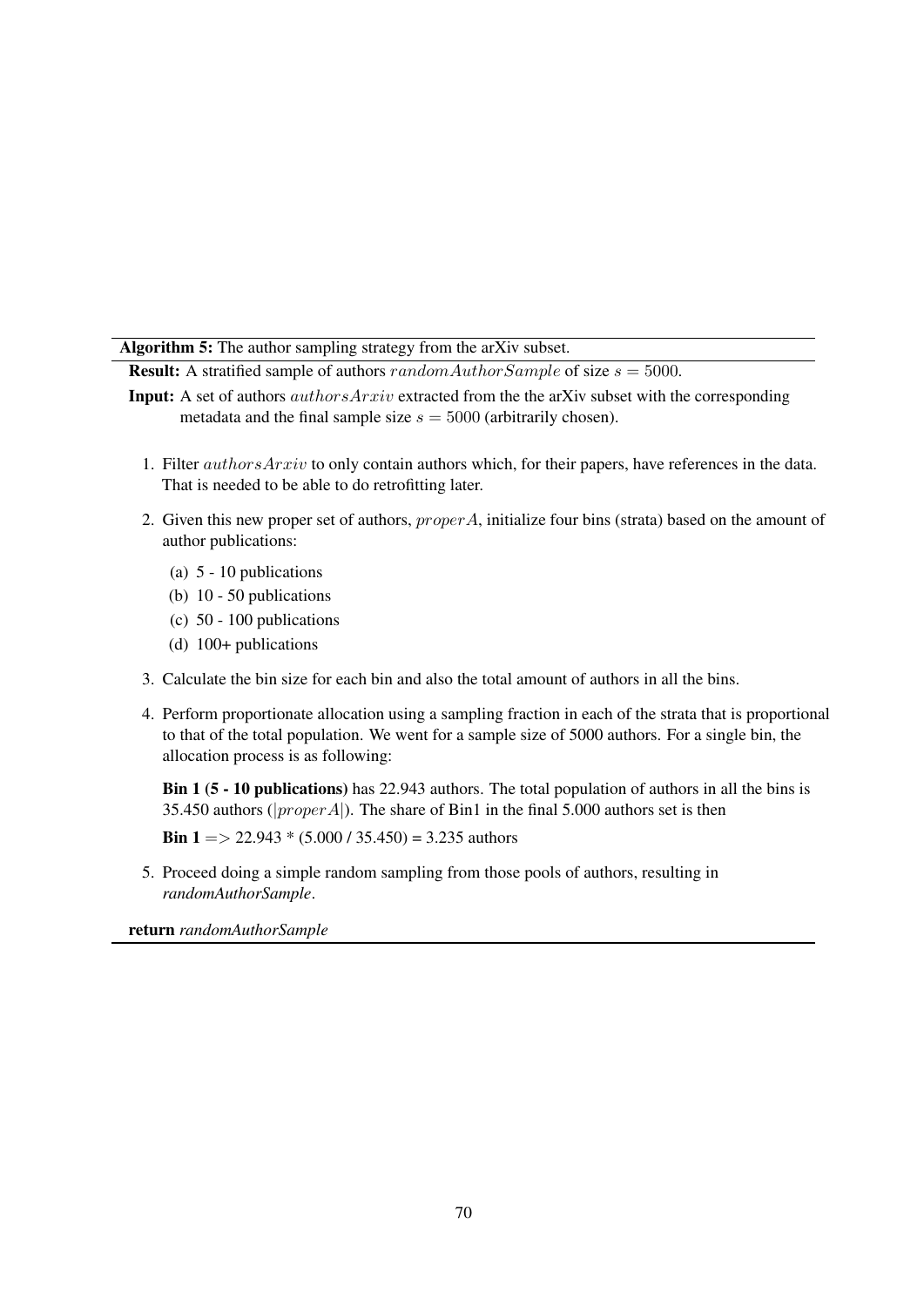**Algorithm 5:** The author sampling strategy from the arXiv subset.

**Result:** A stratified sample of authors $randomAuthorSample$ of size $s = 5000$.

**Input:** A set of authors $authorsArxiv$ extracted from the the arXiv subset with the corresponding metadata and the final sample size $s = 5000$ (arbitrarily chosen).

1. Filter $authorsArxiv$ to only contain authors which, for their papers, have references in the data. That is needed to be able to do retrofitting later.

2. Given this new proper set of authors, $properA$, initialize four bins (strata) based on the amount of author publications:

   (a) 5 - 10 publications
   (b) 10 - 50 publications
   (c) 50 - 100 publications
   (d) 100+ publications

3. Calculate the bin size for each bin and also the total amount of authors in all the bins.

4. Perform proportionate allocation using a sampling fraction in each of the strata that is proportional to that of the total population. We went for a sample size of 5000 authors. For a single bin, the allocation process is as following:

   **Bin 1 (5 - 10 publications)** has 22.943 authors. The total population of authors in all the bins is 35.450 authors ($|properA|$). The share of Bin1 in the final 5.000 authors set is then

   **Bin 1** => 22.943 * (5.000 / 35.450) = 3.235 authors

5. Proceed doing a simple random sampling from those pools of authors, resulting in *randomAuthorSample*.

**return** *randomAuthorSample*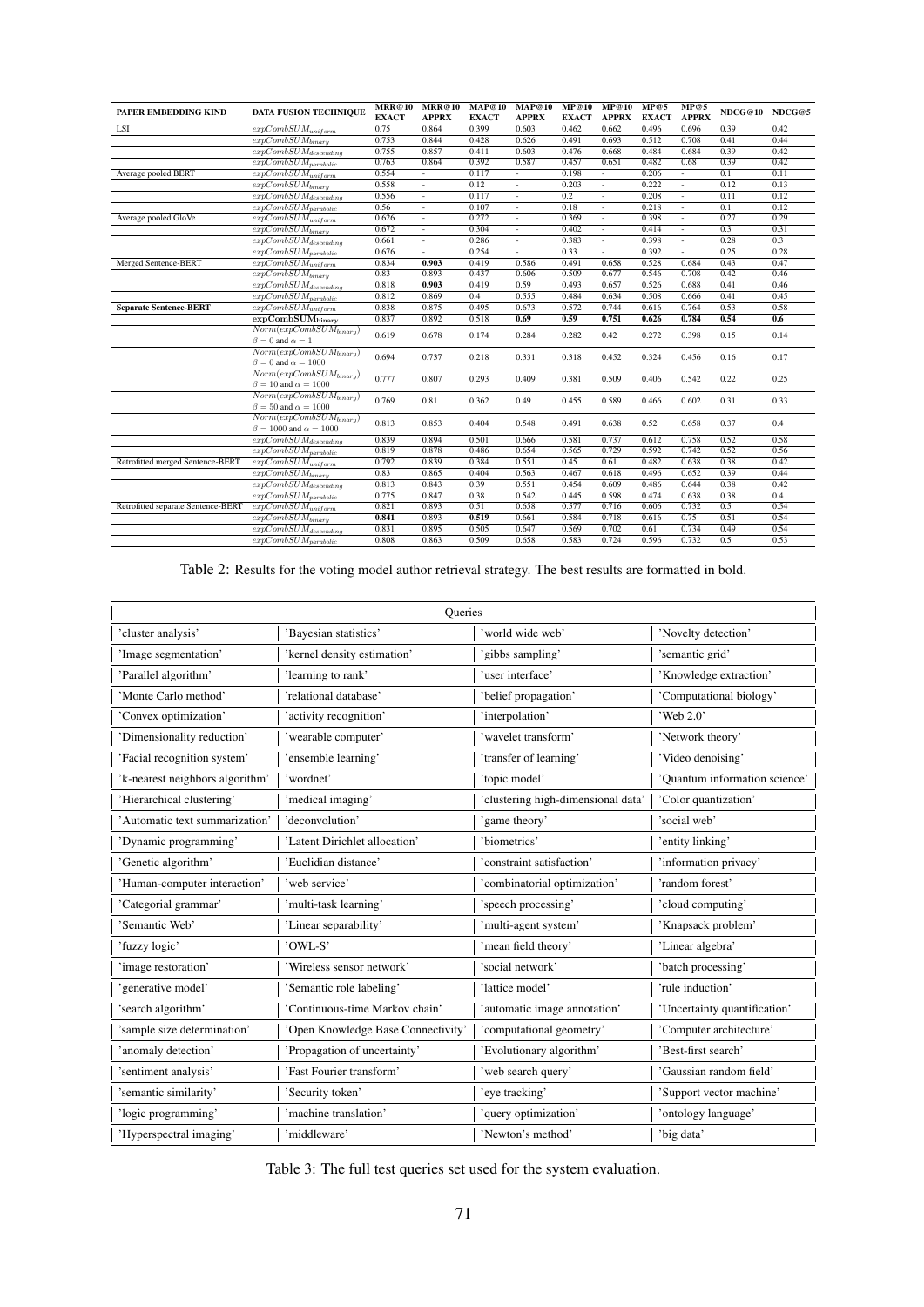| PAPER EMBEDDING KIND | DATA FUSION TECHNIQUE | MRR@10 EXACT | MRR@10 APPRX | MAP@10 EXACT | MAP@10 APPRX | MP@10 EXACT | MP@10 APPRX | MP@5 EXACT | MP@5 APPRX | NDCG@10 | NDCG@5 |
|---|---|---|---|---|---|---|---|---|---|---|---|
| LSI | $expCombSUM_{uniform}$ | 0.75 | 0.864 | 0.399 | 0.603 | 0.462 | 0.662 | 0.496 | 0.696 | 0.39 | 0.42 |
| | $expCombSUM_{binary}$ | 0.753 | 0.844 | 0.428 | 0.626 | 0.491 | 0.693 | 0.512 | 0.708 | 0.41 | 0.44 |
| | $expCombSUM_{descending}$ | 0.755 | 0.857 | 0.411 | 0.603 | 0.476 | 0.668 | 0.484 | 0.684 | 0.39 | 0.42 |
| | $expCombSUM_{parabolic}$ | 0.763 | 0.864 | 0.392 | 0.587 | 0.457 | 0.651 | 0.482 | 0.68 | 0.39 | 0.42 |
| Average pooled BERT | $expCombSUM_{uniform}$ | 0.554 | - | 0.117 | - | 0.198 | - | 0.206 | - | 0.1 | 0.11 |
| | $expCombSUM_{binary}$ | 0.558 | - | 0.12 | - | 0.203 | - | 0.222 | - | 0.12 | 0.13 |
| | $expCombSUM_{descending}$ | 0.556 | - | 0.117 | - | 0.2 | - | 0.208 | - | 0.11 | 0.12 |
| | $expCombSUM_{parabolic}$ | 0.56 | - | 0.107 | - | 0.18 | - | 0.218 | - | 0.1 | 0.12 |
| Average pooled GloVe | $expCombSUM_{uniform}$ | 0.626 | - | 0.272 | - | 0.369 | - | 0.398 | - | 0.27 | 0.29 |
| | $expCombSUM_{binary}$ | 0.672 | - | 0.304 | - | 0.402 | - | 0.414 | - | 0.3 | 0.31 |
| | $expCombSUM_{descending}$ | 0.661 | - | 0.286 | - | 0.383 | - | 0.398 | - | 0.28 | 0.3 |
| | $expCombSUM_{parabolic}$ | 0.676 | - | 0.254 | - | 0.33 | - | 0.392 | - | 0.25 | 0.28 |
| Merged Sentence-BERT | $expCombSUM_{uniform}$ | 0.834 | **0.903** | 0.419 | 0.586 | 0.491 | 0.658 | 0.528 | 0.684 | 0.43 | 0.47 |
| | $expCombSUM_{binary}$ | 0.83 | 0.893 | 0.437 | 0.606 | 0.509 | 0.677 | 0.546 | 0.708 | 0.42 | 0.46 |
| | $expCombSUM_{descending}$ | 0.818 | **0.903** | 0.419 | 0.59 | 0.493 | 0.657 | 0.526 | 0.688 | 0.41 | 0.46 |
| | $expCombSUM_{parabolic}$ | 0.812 | 0.869 | 0.4 | 0.555 | 0.484 | 0.634 | 0.508 | 0.666 | 0.41 | 0.45 |
| **Separate Sentence-BERT** | $expCombSUM_{uniform}$ | 0.838 | 0.875 | 0.495 | 0.673 | 0.572 | 0.744 | 0.616 | 0.764 | 0.53 | 0.58 |
| | **$expCombSUM_{binary}$** | 0.837 | 0.892 | 0.518 | **0.69** | **0.59** | **0.751** | **0.626** | **0.784** | **0.54** | **0.6** |
| | $Norm(expCombSUM_{binary})$ $\beta = 0$ and $\alpha = 1$ | 0.619 | 0.678 | 0.174 | 0.284 | 0.282 | 0.42 | 0.272 | 0.398 | 0.15 | 0.14 |
| | $Norm(expCombSUM_{binary})$ $\beta = 0$ and $\alpha = 1000$ | 0.694 | 0.737 | 0.218 | 0.331 | 0.318 | 0.452 | 0.324 | 0.456 | 0.16 | 0.17 |
| | $Norm(expCombSUM_{binary})$ $\beta = 10$ and $\alpha = 1000$ | 0.777 | 0.807 | 0.293 | 0.409 | 0.381 | 0.509 | 0.406 | 0.542 | 0.22 | 0.25 |
| | $Norm(expCombSUM_{binary})$ $\beta = 50$ and $\alpha = 1000$ | 0.769 | 0.81 | 0.362 | 0.49 | 0.455 | 0.589 | 0.466 | 0.602 | 0.31 | 0.33 |
| | $Norm(expCombSUM_{binary})$ $\beta = 1000$ and $\alpha = 1000$ | 0.813 | 0.853 | 0.404 | 0.548 | 0.491 | 0.638 | 0.52 | 0.658 | 0.37 | 0.4 |
| | $expCombSUM_{descending}$ | 0.839 | 0.894 | 0.501 | 0.666 | 0.581 | 0.737 | 0.612 | 0.758 | 0.52 | 0.58 |
| | $expCombSUM_{parabolic}$ | 0.819 | 0.878 | 0.486 | 0.654 | 0.565 | 0.729 | 0.592 | 0.742 | 0.52 | 0.56 |
| Retrofitted merged Sentence-BERT | $expCombSUM_{uniform}$ | 0.792 | 0.839 | 0.384 | 0.551 | 0.45 | 0.61 | 0.482 | 0.638 | 0.38 | 0.42 |
| | $expCombSUM_{binary}$ | 0.83 | 0.865 | 0.404 | 0.563 | 0.467 | 0.618 | 0.496 | 0.652 | 0.39 | 0.44 |
| | $expCombSUM_{descending}$ | 0.813 | 0.843 | 0.39 | 0.551 | 0.454 | 0.609 | 0.486 | 0.644 | 0.38 | 0.42 |
| | $expCombSUM_{parabolic}$ | 0.775 | 0.847 | 0.38 | 0.542 | 0.445 | 0.598 | 0.474 | 0.638 | 0.38 | 0.4 |
| Retrofitted separate Sentence-BERT | $expCombSUM_{uniform}$ | 0.821 | 0.893 | 0.51 | 0.658 | 0.577 | 0.716 | 0.606 | 0.732 | 0.5 | 0.54 |
| | $expCombSUM_{binary}$ | **0.841** | 0.893 | **0.519** | 0.661 | 0.584 | 0.718 | 0.616 | 0.75 | 0.51 | 0.54 |
| | $expCombSUM_{descending}$ | 0.831 | 0.895 | 0.505 | 0.647 | 0.569 | 0.702 | 0.61 | 0.734 | 0.49 | 0.54 |
| | $expCombSUM_{parabolic}$ | 0.808 | 0.863 | 0.509 | 0.658 | 0.583 | 0.724 | 0.596 | 0.732 | 0.5 | 0.53 |

Table 2: Results for the voting model author retrieval strategy. The best results are formatted in bold.

| Queries | | | |
|---|---|---|---|
| 'cluster analysis' | 'Bayesian statistics' | 'world wide web' | 'Novelty detection' |
| 'Image segmentation' | 'kernel density estimation' | 'gibbs sampling' | 'semantic grid' |
| 'Parallel algorithm' | 'learning to rank' | 'user interface' | 'Knowledge extraction' |
| 'Monte Carlo method' | 'relational database' | 'belief propagation' | 'Computational biology' |
| 'Convex optimization' | 'activity recognition' | 'interpolation' | 'Web 2.0' |
| 'Dimensionality reduction' | 'wearable computer' | 'wavelet transform' | 'Network theory' |
| 'Facial recognition system' | 'ensemble learning' | 'transfer of learning' | 'Video denoising' |
| 'k-nearest neighbors algorithm' | 'wordnet' | 'topic model' | 'Quantum information science' |
| 'Hierarchical clustering' | 'medical imaging' | 'clustering high-dimensional data' | 'Color quantization' |
| 'Automatic text summarization' | 'deconvolution' | 'game theory' | 'social web' |
| 'Dynamic programming' | 'Latent Dirichlet allocation' | 'biometrics' | 'entity linking' |
| 'Genetic algorithm' | 'Euclidian distance' | 'constraint satisfaction' | 'information privacy' |
| 'Human-computer interaction' | 'web service' | 'combinatorial optimization' | 'random forest' |
| 'Categorial grammar' | 'multi-task learning' | 'speech processing' | 'cloud computing' |
| 'Semantic Web' | 'Linear separability' | 'multi-agent system' | 'Knapsack problem' |
| 'fuzzy logic' | 'OWL-S' | 'mean field theory' | 'Linear algebra' |
| 'image restoration' | 'Wireless sensor network' | 'social network' | 'batch processing' |
| 'generative model' | 'Semantic role labeling' | 'lattice model' | 'rule induction' |
| 'search algorithm' | 'Continuous-time Markov chain' | 'automatic image annotation' | 'Uncertainty quantification' |
| 'sample size determination' | 'Open Knowledge Base Connectivity' | 'computational geometry' | 'Computer architecture' |
| 'anomaly detection' | 'Propagation of uncertainty' | 'Evolutionary algorithm' | 'Best-first search' |
| 'sentiment analysis' | 'Fast Fourier transform' | 'web search query' | 'Gaussian random field' |
| 'semantic similarity' | 'Security token' | 'eye tracking' | 'Support vector machine' |
| 'logic programming' | 'machine translation' | 'query optimization' | 'ontology language' |
| 'Hyperspectral imaging' | 'middleware' | 'Newton's method' | 'big data' |

Table 3: The full test queries set used for the system evaluation.